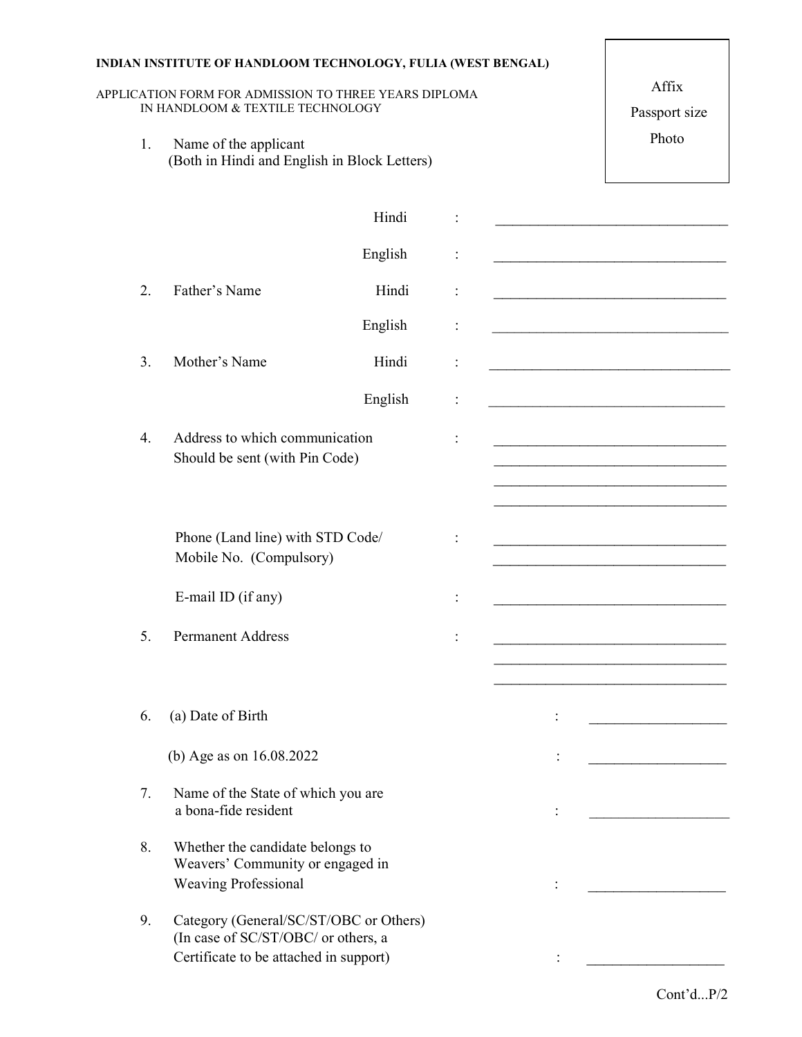**INDIAN INSTITUTE OF HANDLOOM TECHNOLOGY, FULIA (WEST BENGAL)**

APPLICATION FORM FOR ADMISSION TO THREE YEARS DIPLOMA IN HANDLOOM & TEXTILE TECHNOLOGY

Affix Passport size Photo

1. Name of the applicant (Both in Hindi and English in Block Letters)

   Hindi : ________________________________

   English : ________________________________

2. Father's Name

   Hindi : ________________________________

   English : ________________________________

3. Mother's Name

   Hindi : ________________________________

   English : ________________________________

4. Address to which communication Should be sent (with Pin Code) : ________________________________
   ________________________________
   ________________________________
   ________________________________

   Phone (Land line) with STD Code/ Mobile No. (Compulsory) : ________________________________
   ________________________________

   E-mail ID (if any) : ________________________________

5. Permanent Address : ________________________________
   ________________________________
   ________________________________

6. (a) Date of Birth : __________________

   (b) Age as on 16.08.2022 : __________________

7. Name of the State of which you are a bona-fide resident : __________________

8. Whether the candidate belongs to Weavers' Community or engaged in Weaving Professional : __________________

9. Category (General/SC/ST/OBC or Others) (In case of SC/ST/OBC/ or others, a Certificate to be attached in support) : __________________

Cont'd...P/2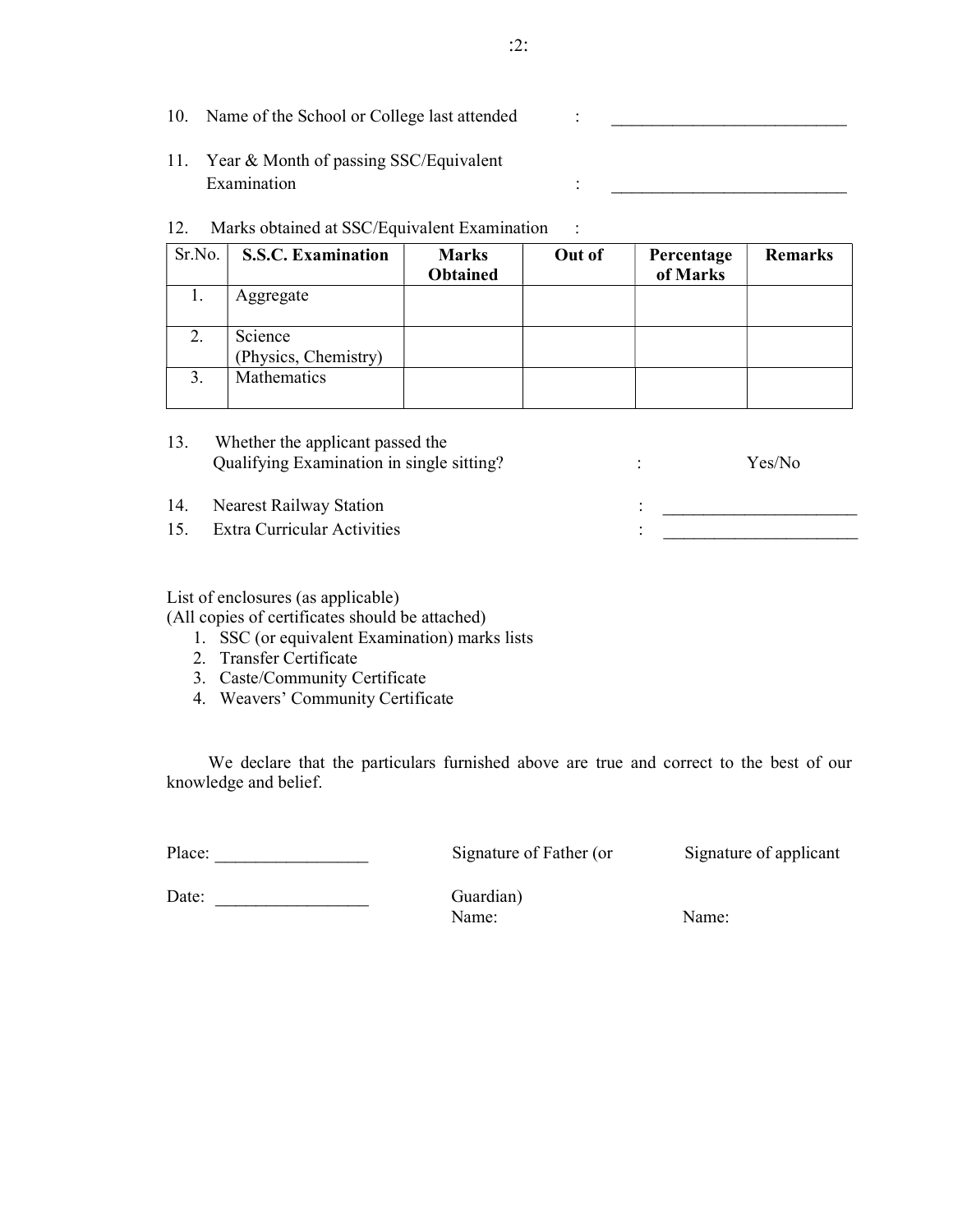10. Name of the School or College last attended : ___________________________

11. Year & Month of passing SSC/Equivalent Examination : ___________________________

12. Marks obtained at SSC/Equivalent Examination :

| Sr.No. | S.S.C. Examination | Marks Obtained | Out of | Percentage of Marks | Remarks |
|---|---|---|---|---|---|
| 1. | Aggregate | | | | |
| 2. | Science (Physics, Chemistry) | | | | |
| 3. | Mathematics | | | | |

13. Whether the applicant passed the Qualifying Examination in single sitting? : Yes/No

14. Nearest Railway Station : ______________________

15. Extra Curricular Activities : ______________________

List of enclosures (as applicable)
(All copies of certificates should be attached)

1. SSC (or equivalent Examination) marks lists
2. Transfer Certificate
3. Caste/Community Certificate
4. Weavers' Community Certificate

We declare that the particulars furnished above are true and correct to the best of our knowledge and belief.

Place: _________________

Date: _________________

Signature of Father (or Guardian)
Name:

Signature of applicant
Name: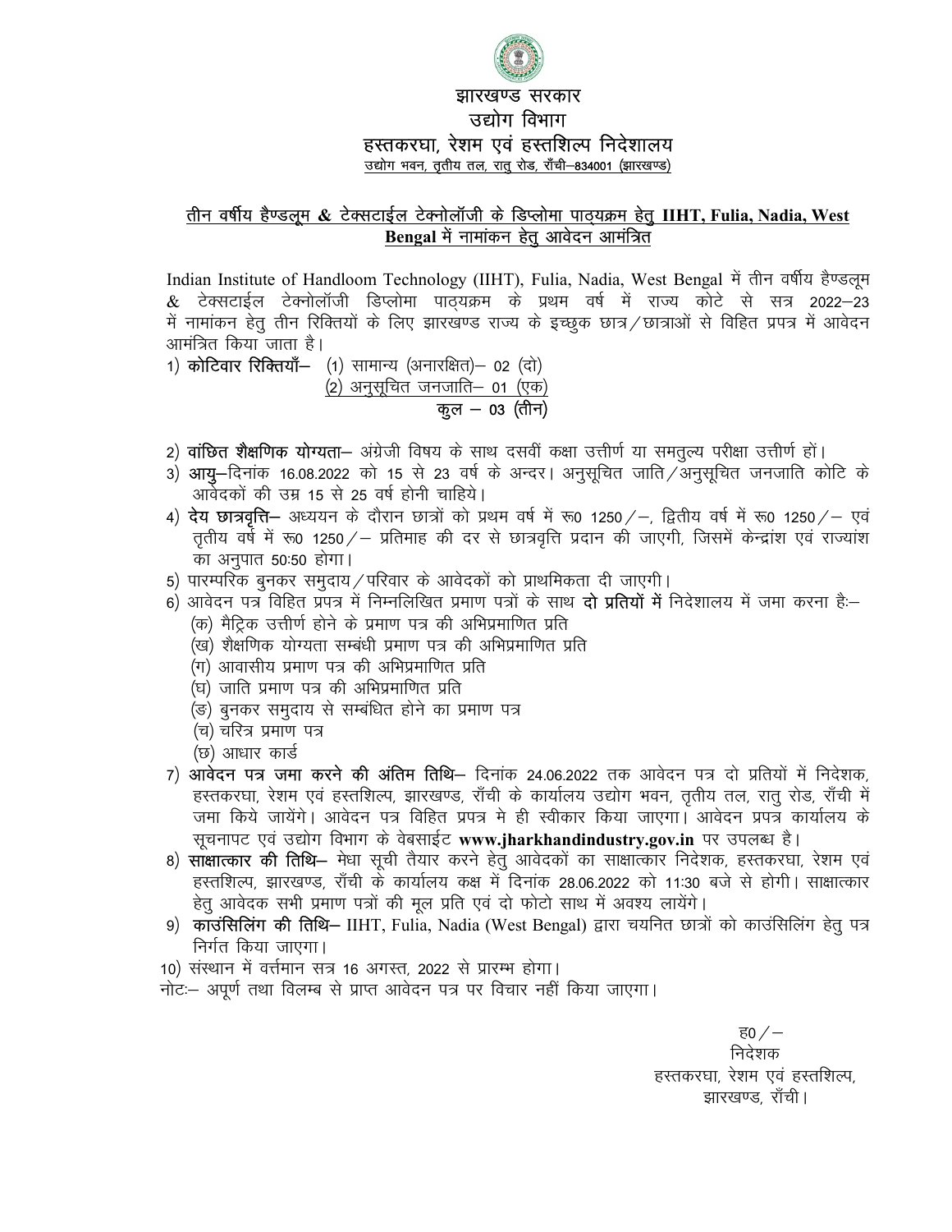# झारखण्ड सरकार
## उद्योग विभाग
## हस्तकरघा, रेशम एवं हस्तशिल्प निदेशालय

उद्योग भवन, तृतीय तल, रातु रोड, राँची–834001 (झारखण्ड)

### तीन वर्षीय हैण्डलूम & टेक्सटाईल टेक्नोलॉजी के डिप्लोमा पाठ्यक्रम हेतु IIHT, Fulia, Nadia, West Bengal में नामांकन हेतु आवेदन आमंत्रित

Indian Institute of Handloom Technology (IIHT), Fulia, Nadia, West Bengal में तीन वर्षीय हैण्डलूम & टेक्सटाईल टेक्नोलॉजी डिप्लोमा पाठ्यक्रम के प्रथम वर्ष में राज्य कोटे से सत्र 2022–23 में नामांकन हेतु तीन रिक्तियों के लिए झारखण्ड राज्य के इच्छुक छात्र/छात्राओं से विहित प्रपत्र में आवेदन आमंत्रित किया जाता है।

1) **कोटिवार रिक्तियाँ**– (1) सामान्य (अनारक्षित)– 02 (दो)
   (2) अनुसूचित जनजाति– 01 (एक)
   **कुल – 03 (तीन)**
2) **वांछित शैक्षणिक योग्यता**– अंग्रेजी विषय के साथ दसवीं कक्षा उत्तीर्ण या समतुल्य परीक्षा उत्तीर्ण हों।
3) **आयु**–दिनांक 16.08.2022 को 15 से 23 वर्ष के अन्दर। अनुसूचित जाति/अनुसूचित जनजाति कोटि के आवेदकों की उम्र 15 से 25 वर्ष होनी चाहिये।
4) **देय छात्रवृत्ति**– अध्ययन के दौरान छात्रों को प्रथम वर्ष में रू0 1250/–, द्वितीय वर्ष में रू0 1250/– एवं तृतीय वर्ष में रू0 1250/– प्रतिमाह की दर से छात्रवृत्ति प्रदान की जाएगी, जिसमें केन्द्रांश एवं राज्यांश का अनुपात 50:50 होगा।
5) पारम्परिक बुनकर समुदाय/परिवार के आवेदकों को प्राथमिकता दी जाएगी।
6) आवेदन पत्र विहित प्रपत्र में निम्नलिखित प्रमाण पत्रों के साथ **दो प्रतियों में** निदेशालय में जमा करना हैः–
   (क) मैट्रिक उत्तीर्ण होने के प्रमाण पत्र की अभिप्रमाणित प्रति
   (ख) शैक्षणिक योग्यता सम्बंधी प्रमाण पत्र की अभिप्रमाणित प्रति
   (ग) आवासीय प्रमाण पत्र की अभिप्रमाणित प्रति
   (घ) जाति प्रमाण पत्र की अभिप्रमाणित प्रति
   (ङ) बुनकर समुदाय से सम्बंधित होने का प्रमाण पत्र
   (च) चरित्र प्रमाण पत्र
   (छ) आधार कार्ड
7) **आवेदन पत्र जमा करने की अंतिम तिथि**– दिनांक 24.06.2022 तक आवेदन पत्र दो प्रतियों में निदेशक, हस्तकरघा, रेशम एवं हस्तशिल्प, झारखण्ड, राँची के कार्यालय उद्योग भवन, तृतीय तल, रातु रोड, राँची में जमा किये जायेंगे। आवेदन पत्र विहित प्रपत्र मे ही स्वीकार किया जाएगा। आवेदन प्रपत्र कार्यालय के सूचनापट एवं उद्योग विभाग के वेबसाईट **www.jharkhandindustry.gov.in** पर उपलब्ध है।
8) **साक्षात्कार की तिथि**– मेधा सूची तैयार करने हेतु आवेदकों का साक्षात्कार निदेशक, हस्तकरघा, रेशम एवं हस्तशिल्प, झारखण्ड, राँची के कार्यालय कक्ष में दिनांक 28.06.2022 को 11:30 बजे से होगी। साक्षात्कार हेतु आवेदक सभी प्रमाण पत्रों की मूल प्रति एवं दो फोटो साथ में अवश्य लायेंगे।
9) **काउंसिलिंग की तिथि**– IIHT, Fulia, Nadia (West Bengal) द्वारा चयनित छात्रों को काउंसिलिंग हेतु पत्र निर्गत किया जाएगा।
10) संस्थान में वर्त्तमान सत्र 16 अगस्त, 2022 से प्रारम्भ होगा।

नोटः– अपूर्ण तथा विलम्ब से प्राप्त आवेदन पत्र पर विचार नहीं किया जाएगा।

ह0/–
निदेशक
हस्तकरघा, रेशम एवं हस्तशिल्प,
झारखण्ड, राँची।